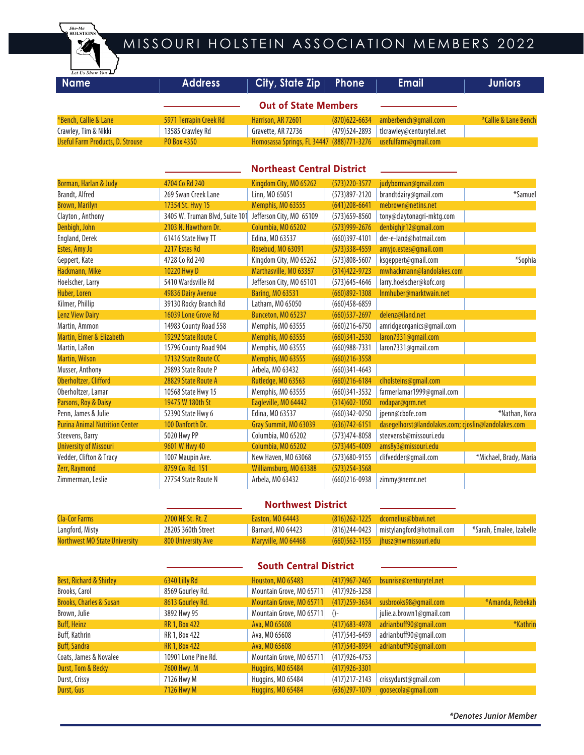# MISSOURI HOLSTEIN ASSOCIATION MEMBERS 2022

| Name | Address | City, State Zip | Phone | Email | Juniors |
|---|---|---|---|---|---|
| | | **Out of State Members** | | | |
| *Bench, Callie & Lane | 5971 Terrapin Creek Rd | Harrison, AR 72601 | (870)622-6634 | amberbench@gmail.com | *Callie & Lane Bench |
| Crawley, Tim & Nikki | 13585 Crawley Rd | Gravette, AR 72736 | (479)524-2893 | tlcrawley@centurytel.net | |
| Useful Farm Products, D. Strouse | PO Box 4350 | Homosassa Springs, FL 34447 | (888)771-3276 | usefulfarm@gmail.com | |
| | | **Northeast Central District** | | | |
| Borman, Harlan & Judy | 4704 Co Rd 240 | Kingdom City, MO 65262 | (573)220-3577 | judyborman@gmail.com | |
| Brandt, Alfred | 269 Swan Creek Lane | Linn, MO 65051 | (573)897-2120 | brandtdairy@gmail.com | *Samuel |
| Brown, Marilyn | 17354 St. Hwy 15 | Memphis, MO 63555 | (641)208-6641 | mebrown@netins.net | |
| Clayton , Anthony | 3405 W. Truman Blvd, Suite 101 | Jefferson City, MO 65109 | (573)659-8560 | tony@claytonagri-mktg.com | |
| Denbigh, John | 2103 N. Hawthorn Dr. | Columbia, MO 65202 | (573)999-2676 | denbighjr12@gmail.com | |
| England, Derek | 61416 State Hwy TT | Edina, MO 63537 | (660)397-4101 | der-e-land@hotmail.com | |
| Estes, Amy Jo | 2217 Estes Rd | Rosebud, MO 63091 | (573)338-4559 | amyjo.estes@gmail.com | |
| Geppert, Kate | 4728 Co Rd 240 | Kingdom City, MO 65262 | (573)808-5607 | ksgeppert@gmail.com | *Sophia |
| Hackmann, Mike | 10220 Hwy D | Marthasville, MO 63357 | (314)422-9723 | mwhackmann@landolakes.com | |
| Hoelscher, Larry | 5410 Wardsville Rd | Jefferson City, MO 65101 | (573)645-4646 | larry.hoelscher@kofc.org | |
| Huber, Loren | 49836 Dairy Avenue | Baring, MO 63531 | (660)892-1308 | lnmhuber@marktwain.net | |
| Kilmer, Phillip | 39130 Rocky Branch Rd | Latham, MO 65050 | (660)458-6859 | | |
| Lenz View Dairy | 16039 Lone Grove Rd | Bunceton, MO 65237 | (660)537-2697 | delenz@iland.net | |
| Martin, Ammon | 14983 County Road 558 | Memphis, MO 63555 | (660)216-6750 | amridgeorganics@gmail.com | |
| Martin, Elmer & Elizabeth | 19292 State Route C | Memphis, MO 63555 | (660)341-2530 | laron7331@gmail.com | |
| Martin, LaRon | 15796 County Road 904 | Memphis, MO 63555 | (660)988-7331 | laron7331@gmail.com | |
| Martin, Wilson | 17132 State Route CC | Memphis, MO 63555 | (660)216-3558 | | |
| Musser, Anthony | 29893 State Route P | Arbela, MO 63432 | (660)341-4643 | | |
| Oberholtzer, Clifford | 28829 State Route A | Rutledge, MO 63563 | (660)216-6184 | clholsteins@gmail.com | |
| Oberholtzer, Lamar | 10568 State Hwy 15 | Memphis, MO 63555 | (660)341-3532 | farmerlamar1999@gmail.com | |
| Parsons, Roy & Daisy | 19475 W 180th St | Eagleville, MO 64442 | (314)602-1050 | rodapar@grm.net | |
| Penn, James & Julie | 52390 State Hwy 6 | Edina, MO 63537 | (660)342-0250 | jpenn@cbofe.com | *Nathan, Nora |
| Purina Animal Nutrition Center | 100 Danforth Dr. | Gray Summit, MO 63039 | (636)742-6151 | dasegelhorst@landolakes.com; cjoslin@landolakes.com | |
| Steevens, Barry | 5020 Hwy PP | Columbia, MO 65202 | (573)474-8058 | steevensb@missouri.edu | |
| University of Missouri | 9601 W Hwy 40 | Columbia, MO 65202 | (573)445-4009 | ams8y3@missouri.edu | |
| Vedder, Clifton & Tracy | 1007 Maupin Ave. | New Haven, MO 63068 | (573)680-9155 | clifvedder@gmail.com | *Michael, Brady, Maria |
| Zerr, Raymond | 8759 Co. Rd. 151 | Williamsburg, MO 63388 | (573)254-3568 | | |
| Zimmerman, Leslie | 27754 State Route N | Arbela, MO 63432 | (660)216-0938 | zimmy@nemr.net | |
| | | **Northwest District** | | | |
| Cla-Cor Farms | 2700 NE St. Rt. Z | Easton, MO 64443 | (816)262-1225 | dcornelius@bbwi.net | |
| Langford, Misty | 28205 360th Street | Barnard, MO 64423 | (816)244-0423 | mistylangford@hotmail.com | *Sarah, Emalee, Izabelle |
| Northwest MO State University | 800 University Ave | Maryville, MO 64468 | (660)562-1155 | jhusz@nwmissouri.edu | |
| | | **South Central District** | | | |
| Best, Richard & Shirley | 6340 Lilly Rd | Houston, MO 65483 | (417)967-2465 | bsunrise@centurytel.net | |
| Brooks, Carol | 8569 Gourley Rd. | Mountain Grove, MO 65711 | (417)926-3258 | | |
| Brooks, Charles & Susan | 8613 Gourley Rd. | Mountain Grove, MO 65711 | (417)259-3634 | susbrooks98@gmail.com | *Amanda, Rebekah |
| Brown, Julie | 3892 Hwy 95 | Mountain Grove, MO 65711 | ()- | julie.a.brown1@gmail.com | |
| Buff, Heinz | RR 1, Box 422 | Ava, MO 65608 | (417)683-4978 | adrianbuff90@gmail.com | *Kathrin |
| Buff, Kathrin | RR 1, Box 422 | Ava, MO 65608 | (417)543-6459 | adrianbuff90@gmail.com | |
| Buff, Sandra | RR 1, Box 422 | Ava, MO 65608 | (417)543-8934 | adrianbuff90@gmail.com | |
| Coats, James & Novalee | 10901 Lone Pine Rd. | Mountain Grove, MO 65711 | (417)926-4753 | | |
| Durst, Tom & Becky | 7600 Hwy. M | Huggins, MO 65484 | (417)926-3301 | | |
| Durst, Crissy | 7126 Hwy M | Huggins, MO 65484 | (417)217-2143 | crissydurst@gmail.com | |
| Durst, Gus | 7126 Hwy M | Huggins, MO 65484 | (636)297-1079 | goosecola@gmail.com | |

*\*Denotes Junior Member*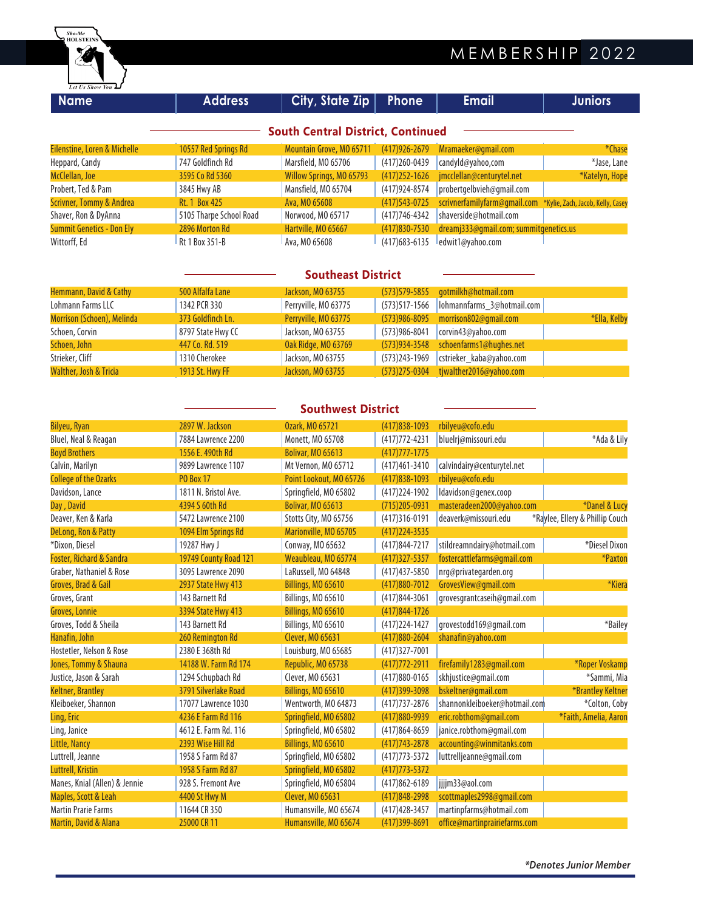# MEMBERSHIP 2022

| Name | Address | City, State Zip | Phone | Email | Juniors |
|---|---|---|---|---|---|
| **South Central District, Continued** | | | | | |
| Eilenstine, Loren & Michelle | 10557 Red Springs Rd | Mountain Grove, MO 65711 | (417)926-2679 | Mramaeker@gmail.com | *Chase |
| Heppard, Candy | 747 Goldfinch Rd | Marsfield, MO 65706 | (417)260-0439 | candyld@yahoo,com | *Jase, Lane |
| McClellan, Joe | 3595 Co Rd 5360 | Willow Springs, MO 65793 | (417)252-1626 | jmcclellan@centurytel.net | *Katelyn, Hope |
| Probert, Ted & Pam | 3845 Hwy AB | Mansfield, MO 65704 | (417)924-8574 | probertgelbvieh@gmail.com | |
| Scrivner, Tommy & Andrea | Rt. 1 Box 425 | Ava, MO 65608 | (417)543-0725 | scrivnerfamilyfarm@gmail.com | *Kylie, Zach, Jacob, Kelly, Casey |
| Shaver, Ron & DyAnna | 5105 Tharpe School Road | Norwood, MO 65717 | (417)746-4342 | shaverside@hotmail.com | |
| Summit Genetics - Don Ely | 2896 Morton Rd | Hartville, MO 65667 | (417)830-7530 | dreamj333@gmail.com; summitgenetics.us | |
| Wittorff, Ed | Rt 1 Box 351-B | Ava, MO 65608 | (417)683-6135 | edwit1@yahoo.com | |
| **Southeast District** | | | | | |
| Hemmann, David & Cathy | 500 Alfalfa Lane | Jackson, MO 63755 | (573)579-5855 | gotmilkh@hotmail.com | |
| Lohmann Farms LLC | 1342 PCR 330 | Perryville, MO 63775 | (573)517-1566 | lohmannfarms_3@hotmail.com | |
| Morrison (Schoen), Melinda | 373 Goldfinch Ln. | Perryville, MO 63775 | (573)986-8095 | morrison802@gmail.com | *Ella, Kelby |
| Schoen, Corvin | 8797 State Hwy CC | Jackson, MO 63755 | (573)986-8041 | corvin43@yahoo.com | |
| Schoen, John | 447 Co. Rd. 519 | Oak Ridge, MO 63769 | (573)934-3548 | schoenfarms1@hughes.net | |
| Strieker, Cliff | 1310 Cherokee | Jackson, MO 63755 | (573)243-1969 | cstrieker_kaba@yahoo.com | |
| Walther, Josh & Tricia | 1913 St. Hwy FF | Jackson, MO 63755 | (573)275-0304 | tjwalther2016@yahoo.com | |
| **Southwest District** | | | | | |
| Bilyeu, Ryan | 2897 W. Jackson | Ozark, MO 65721 | (417)838-1093 | rbilyeu@cofo.edu | |
| Bluel, Neal & Reagan | 7884 Lawrence 2200 | Monett, MO 65708 | (417)772-4231 | bluelrj@missouri.edu | *Ada & Lily |
| Boyd Brothers | 1556 E. 490th Rd | Bolivar, MO 65613 | (417)777-1775 | | |
| Calvin, Marilyn | 9899 Lawrence 1107 | Mt Vernon, MO 65712 | (417)461-3410 | calvindairy@centurytel.net | |
| College of the Ozarks | PO Box 17 | Point Lookout, MO 65726 | (417)838-1093 | rbilyeu@cofo.edu | |
| Davidson, Lance | 1811 N. Bristol Ave. | Springfield, MO 65802 | (417)224-1902 | ldavidson@genex.coop | |
| Day , David | 4394 S 60th Rd | Bolivar, MO 65613 | (715)205-0931 | masteradeen2000@yahoo.com | *Danel & Lucy |
| Deaver, Ken & Karla | 5472 Lawrence 2100 | Stotts City, MO 65756 | (417)316-0191 | deaverk@missouri.edu | *Raylee, Ellery & Phillip Couch |
| DeLong, Ron & Patty | 1094 Elm Springs Rd | Marionville, MO 65705 | (417)224-3535 | | |
| *Dixon, Diesel | 19287 Hwy J | Conway, MO 65632 | (417)844-7217 | stildreamndairy@hotmail.com | *Diesel Dixon |
| Foster, Richard & Sandra | 19749 County Road 121 | Weaubleau, MO 65774 | (417)327-5357 | fostercattlefarms@gmail.com | *Paxton |
| Graber, Nathaniel & Rose | 3095 Lawrence 2090 | LaRussell, MO 64848 | (417)437-5850 | nrg@privategarden.org | |
| Groves, Brad & Gail | 2937 State Hwy 413 | Billings, MO 65610 | (417)880-7012 | GrovesView@gmail.com | *Kiera |
| Groves, Grant | 143 Barnett Rd | Billings, MO 65610 | (417)844-3061 | grovesgrantcaseih@gmail.com | |
| Groves, Lonnie | 3394 State Hwy 413 | Billings, MO 65610 | (417)844-1726 | | |
| Groves, Todd & Sheila | 143 Barnett Rd | Billings, MO 65610 | (417)224-1427 | grovestodd169@gmail.com | *Bailey |
| Hanafin, John | 260 Remington Rd | Clever, MO 65631 | (417)880-2604 | shanafin@yahoo.com | |
| Hostetler, Nelson & Rose | 2380 E 368th Rd | Louisburg, MO 65685 | (417)327-7001 | | |
| Jones, Tommy & Shauna | 14188 W. Farm Rd 174 | Republic, MO 65738 | (417)772-2911 | firefamily1283@gmail.com | *Roper Voskamp |
| Justice, Jason & Sarah | 1294 Schupbach Rd | Clever, MO 65631 | (417)880-0165 | skhjustice@gmail.com | *Sammi, Mia |
| Keltner, Brantley | 3791 Silverlake Road | Billings, MO 65610 | (417)399-3098 | bskeltner@gmail.com | *Brantley Keltner |
| Kleiboeker, Shannon | 17077 Lawrence 1030 | Wentworth, MO 64873 | (417)737-2876 | shannonkleiboeker@hotmail.com | *Colton, Coby |
| Ling, Eric | 4236 E Farm Rd 116 | Springfield, MO 65802 | (417)880-9939 | eric.robthom@gmail.com | *Faith, Amelia, Aaron |
| Ling, Janice | 4612 E. Farm Rd. 116 | Springfield, MO 65802 | (417)864-8659 | janice.robthom@gmail.com | |
| Little, Nancy | 2393 Wise Hill Rd | Billings, MO 65610 | (417)743-2878 | accounting@winmitanks.com | |
| Luttrell, Jeanne | 1958 S Farm Rd 87 | Springfield, MO 65802 | (417)773-5372 | luttrelljeanne@gmail.com | |
| Luttrell, Kristin | 1958 S Farm Rd 87 | Springfield, MO 65802 | (417)773-5372 | | |
| Manes, Knial (Allen) & Jennie | 928 S. Fremont Ave | Springfield, MO 65804 | (417)862-6189 | jjjjm33@aol.com | |
| Maples, Scott & Leah | 4400 St Hwy M | Clever, MO 65631 | (417)848-2998 | scottmaples2998@gmail.com | |
| Martin Prarie Farms | 11644 CR 350 | Humansville, MO 65674 | (417)428-3457 | martinpfarms@hotmail.com | |
| Martin, David & Alana | 25000 CR 11 | Humansville, MO 65674 | (417)399-8691 | office@martinprairiefarms.com | |

***Denotes Junior Member***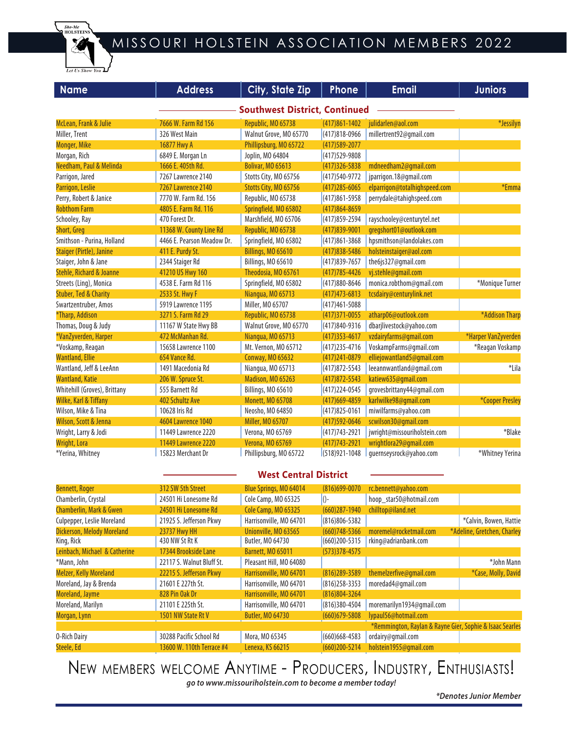# MISSOURI HOLSTEIN ASSOCIATION MEMBERS 2022

| Name | Address | City, State Zip | Phone | Email | Juniors |
|---|---|---|---|---|---|
| **Southwest District, Continued** | | | | | |
| McLean, Frank & Julie | 7666 W. Farm Rd 156 | Republic, MO 65738 | (417)861-1402 | julidarlen@aol.com | *Jessilyn |
| Miller, Trent | 326 West Main | Walnut Grove, MO 65770 | (417)818-0966 | millertrent92@gmail.com | |
| Monger, Mike | 16877 Hwy A | Phillipsburg, MO 65722 | (417)589-2077 | | |
| Morgan, Rich | 6849 E. Morgan Ln | Joplin, MO 64804 | (417)529-9808 | | |
| Needham, Paul & Melinda | 1666 E. 405th Rd. | Bolivar, MO 65613 | (417)326-5838 | mdneedham2@gmail.com | |
| Parrigon, Jared | 7267 Lawrence 2140 | Stotts City, MO 65756 | (417)540-9772 | jparrigon.18@gmail.com | |
| Parrigon, Leslie | 7267 Lawrence 2140 | Stotts City, MO 65756 | (417)285-6065 | elparrigon@totalhighspeed.com | *Emma |
| Perry, Robert & Janice | 7770 W. Farm Rd. 156 | Republic, MO 65738 | (417)861-5958 | perrydale@tahighspeed.com | |
| Robthom Farm | 4805 E. Farm Rd. 116 | Springfield, MO 65802 | (417)864-8659 | | |
| Schooley, Ray | 470 Forest Dr. | Marshfield, MO 65706 | (417)859-2594 | rayschooley@centurytel.net | |
| Short, Greg | 11368 W. County Line Rd | Republic, MO 65738 | (417)839-9001 | gregshort01@outlook.com | |
| Smithson - Purina, Holland | 4466 E. Pearson Meadow Dr. | Springfield, MO 65802 | (417)861-3868 | hpsmithson@landolakes.com | |
| Staiger (Pirtle), Janine | 411 E. Purdy St. | Billings, MO 65610 | (417)838-5486 | holsteinstaiger@aol.com | |
| Staiger, John & Jane | 2344 Staiger Rd | Billings, MO 65610 | (417)839-7657 | the6js327@gmail.com | |
| Stehle, Richard & Joanne | 41210 US Hwy 160 | Theodosia, MO 65761 | (417)785-4426 | vj.stehle@gmail.com | |
| Streets (Ling), Monica | 4538 E. Farm Rd 116 | Springfield, MO 65802 | (417)880-8646 | monica.robthom@gmail.com | *Monique Turner |
| Stuber, Ted & Charity | 2533 St. Hwy F | Niangua, MO 65713 | (417)473-6813 | tcsdairy@centurylink.net | |
| Swartzentruber, Amos | 5919 Lawrence 1195 | Miller, MO 65707 | (417)461-5088 | | |
| *Tharp, Addison | 3271 S. Farm Rd 29 | Republic, MO 65738 | (417)371-0055 | atharp06@outlook.com | *Addison Tharp |
| Thomas, Doug & Judy | 11167 W State Hwy BB | Walnut Grove, MO 65770 | (417)840-9316 | dbarjlivestock@yahoo.com | |
| *VanZyverden, Harper | 472 McManhan Rd. | Niangua, MO 65713 | (417)353-4617 | vzdairyfarms@gmail.com | *Harper VanZyverden |
| *Voskamp, Reagan | 15658 Lawrence 1100 | Mt. Vernon, MO 65712 | (417)235-4716 | VoskampFarms@gmail.com | *Reagan Voskamp |
| Wantland, Ellie | 654 Vance Rd. | Conway, MO 65632 | (417)241-0879 | elliejowantland5@gmail.com | |
| Wantland, Jeff & LeeAnn | 1491 Macedonia Rd | Niangua, MO 65713 | (417)872-5543 | leeannwantland@gmail.com | *Lila |
| Wantland, Katie | 206 W. Spruce St. | Madison, MO 65263 | (417)872-5543 | katiew635@gmail.com | |
| Whitehill (Groves), Brittany | 555 Barnett Rd | Billings, MO 65610 | (417)224-0545 | grovesbrittany44@gmail.com | |
| Wilke, Karl & Tiffany | 402 Schultz Ave | Monett, MO 65708 | (417)669-4859 | karlwilke98@gmail.com | *Cooper Presley |
| Wilson, Mike & Tina | 10628 Iris Rd | Neosho, MO 64850 | (417)825-0161 | miwilfarms@yahoo.com | |
| Wilson, Scott & Jenna | 4604 Lawrence 1040 | Miller, MO 65707 | (417)592-0646 | scwilson30@gmail.com | |
| Wright, Larry & Jodi | 11449 Lawrence 2220 | Verona, MO 65769 | (417)743-2921 | jwright@missouriholstein.com | *Blake |
| Wright, Lora | 11449 Lawrence 2220 | Verona, MO 65769 | (417)743-2921 | wrightlora29@gmail.com | |
| *Yerina, Whitney | 15823 Merchant Dr | Phillipsburg, MO 65722 | (518)921-1048 | guernseysrock@yahoo.com | *Whitney Yerina |
| **West Central District** | | | | | |
| Bennett, Roger | 312 SW 5th Street | Blue Springs, MO 64014 | (816)699-0070 | rc.bennett@yahoo.com | |
| Chamberlin, Crystal | 24501 Hi Lonesome Rd | Cole Camp, MO 65325 | ()- | hoop_star50@hotmail.com | |
| Chamberlin, Mark & Gwen | 24501 Hi Lonesome Rd | Cole Camp, MO 65325 | (660)287-1940 | chilltop@iland.net | |
| Culpepper, Leslie Moreland | 21925 S. Jefferson Pkwy | Harrisonville, MO 64701 | (816)806-5382 | | *Calvin, Bowen, Hattie |
| Dickerson, Melody Moreland | 23737 Hwy HH | Unionville, MO 63565 | (660)748-5366 | moremel@rocketmail.com | *Adeline, Gretchen, Charley |
| King, Rick | 430 NW St Rt K | Butler, MO 64730 | (660)200-5315 | rking@adrianbank.com | |
| Leinbach, Michael & Catherine | 17344 Brookside Lane | Barnett, MO 65011 | (573)378-4575 | | |
| *Mann, John | 22117 S. Walnut Bluff St. | Pleasant Hill, MO 64080 | | | *John Mann |
| Melzer, Kelly Moreland | 22215 S. Jefferson Pkwy | Harrisonville, MO 64701 | (816)289-3589 | themelzerfive@gmail.com | *Case, Molly, David |
| Moreland, Jay & Brenda | 21601 E 227th St. | Harrisonville, MO 64701 | (816)258-3353 | moredad4@gmail.com | |
| Moreland, Jayme | 828 Pin Oak Dr | Harrisonville, MO 64701 | (816)804-3264 | | |
| Moreland, Marilyn | 21101 E 225th St. | Harrisonville, MO 64701 | (816)380-4504 | moremarilyn1934@gmail.com | |
| Morgan, Lynn | 1501 NW State Rt V | Butler, MO 64730 | (660)679-5808 | lypaul56@hotmail.com | |
| | | | | | *Remmington, Raylan & Rayne Gier, Sophie & Isaac Searles |
| O-Rich Dairy | 30288 Pacific School Rd | Mora, MO 65345 | (660)668-4583 | ordairy@gmail.com | |
| Steele, Ed | 13600 W. 110th Terrace #4 | Lenexa, KS 66215 | (660)200-5214 | holstein1955@gmail.com | |

## NEW MEMBERS WELCOME ANYTIME - PRODUCERS, INDUSTRY, ENTHUSIASTS!

*go to www.missouriholstein.com to become a member today!*

*\*Denotes Junior Member*